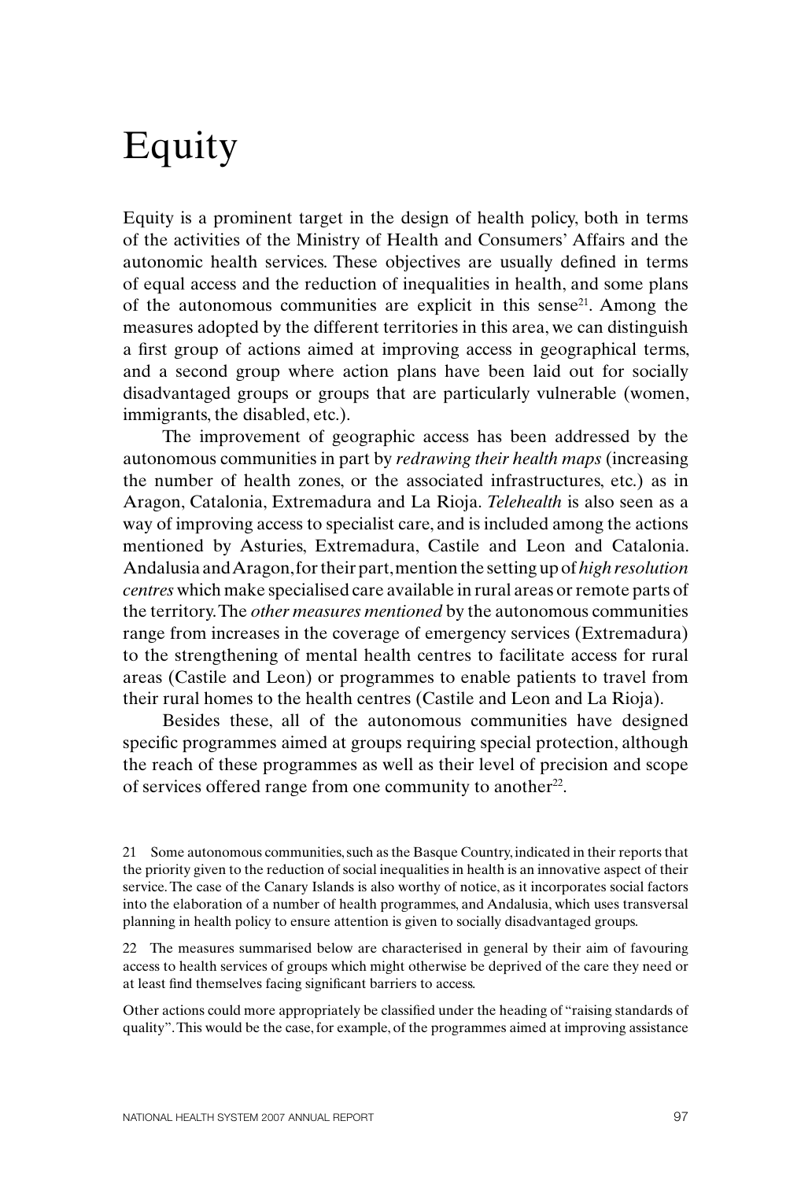# Equity

Equity is a prominent target in the design of health policy, both in terms of the activities of the Ministry of Health and Consumers' Affairs and the autonomic health services. These objectives are usually defined in terms of equal access and the reduction of inequalities in health, and some plans of the autonomous communities are explicit in this sense[21]. Among the measures adopted by the different territories in this area, we can distinguish a first group of actions aimed at improving access in geographical terms, and a second group where action plans have been laid out for socially disadvantaged groups or groups that are particularly vulnerable (women, immigrants, the disabled, etc.).

The improvement of geographic access has been addressed by the autonomous communities in part by *redrawing their health maps* (increasing the number of health zones, or the associated infrastructures, etc.) as in Aragon, Catalonia, Extremadura and La Rioja. *Telehealth* is also seen as a way of improving access to specialist care, and is included among the actions mentioned by Asturies, Extremadura, Castile and Leon and Catalonia. Andalusia and Aragon, for their part, mention the setting up of *high resolution centres* which make specialised care available in rural areas or remote parts of the territory. The *other measures mentioned* by the autonomous communities range from increases in the coverage of emergency services (Extremadura) to the strengthening of mental health centres to facilitate access for rural areas (Castile and Leon) or programmes to enable patients to travel from their rural homes to the health centres (Castile and Leon and La Rioja).

Besides these, all of the autonomous communities have designed specific programmes aimed at groups requiring special protection, although the reach of these programmes as well as their level of precision and scope of services offered range from one community to another[22].

21 Some autonomous communities, such as the Basque Country, indicated in their reports that the priority given to the reduction of social inequalities in health is an innovative aspect of their service. The case of the Canary Islands is also worthy of notice, as it incorporates social factors into the elaboration of a number of health programmes, and Andalusia, which uses transversal planning in health policy to ensure attention is given to socially disadvantaged groups.

22 The measures summarised below are characterised in general by their aim of favouring access to health services of groups which might otherwise be deprived of the care they need or at least find themselves facing significant barriers to access.

Other actions could more appropriately be classified under the heading of "raising standards of quality". This would be the case, for example, of the programmes aimed at improving assistance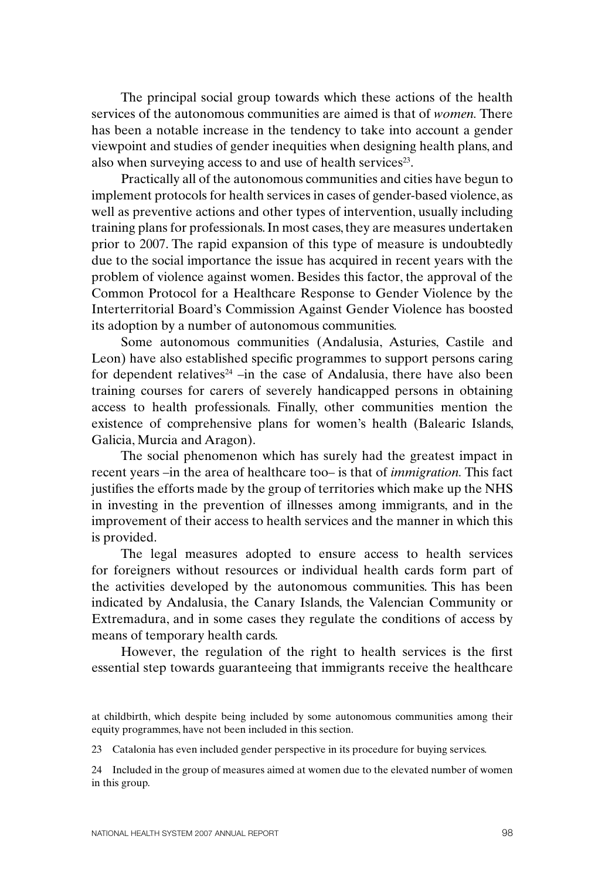The principal social group towards which these actions of the health services of the autonomous communities are aimed is that of *women*. There has been a notable increase in the tendency to take into account a gender viewpoint and studies of gender inequities when designing health plans, and also when surveying access to and use of health services[23].

Practically all of the autonomous communities and cities have begun to implement protocols for health services in cases of gender-based violence, as well as preventive actions and other types of intervention, usually including training plans for professionals. In most cases, they are measures undertaken prior to 2007. The rapid expansion of this type of measure is undoubtedly due to the social importance the issue has acquired in recent years with the problem of violence against women. Besides this factor, the approval of the Common Protocol for a Healthcare Response to Gender Violence by the Interterritorial Board's Commission Against Gender Violence has boosted its adoption by a number of autonomous communities.

Some autonomous communities (Andalusia, Asturies, Castile and Leon) have also established specific programmes to support persons caring for dependent relatives[24] –in the case of Andalusia, there have also been training courses for carers of severely handicapped persons in obtaining access to health professionals. Finally, other communities mention the existence of comprehensive plans for women's health (Balearic Islands, Galicia, Murcia and Aragon).

The social phenomenon which has surely had the greatest impact in recent years –in the area of healthcare too– is that of *immigration*. This fact justifies the efforts made by the group of territories which make up the NHS in investing in the prevention of illnesses among immigrants, and in the improvement of their access to health services and the manner in which this is provided.

The legal measures adopted to ensure access to health services for foreigners without resources or individual health cards form part of the activities developed by the autonomous communities. This has been indicated by Andalusia, the Canary Islands, the Valencian Community or Extremadura, and in some cases they regulate the conditions of access by means of temporary health cards.

However, the regulation of the right to health services is the first essential step towards guaranteeing that immigrants receive the healthcare

at childbirth, which despite being included by some autonomous communities among their equity programmes, have not been included in this section.

23 Catalonia has even included gender perspective in its procedure for buying services.

24 Included in the group of measures aimed at women due to the elevated number of women in this group.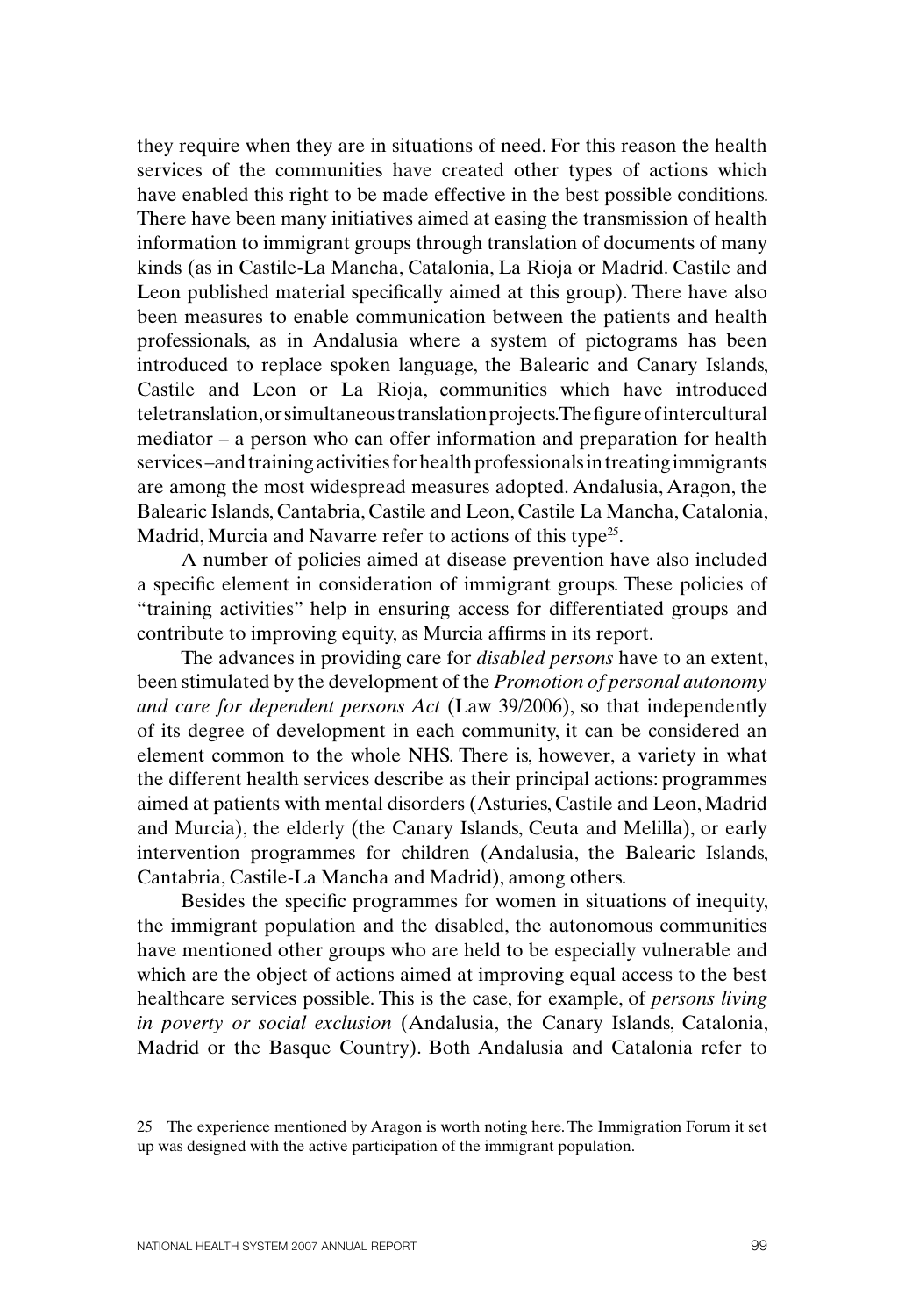they require when they are in situations of need. For this reason the health services of the communities have created other types of actions which have enabled this right to be made effective in the best possible conditions. There have been many initiatives aimed at easing the transmission of health information to immigrant groups through translation of documents of many kinds (as in Castile-La Mancha, Catalonia, La Rioja or Madrid. Castile and Leon published material specifically aimed at this group). There have also been measures to enable communication between the patients and health professionals, as in Andalusia where a system of pictograms has been introduced to replace spoken language, the Balearic and Canary Islands, Castile and Leon or La Rioja, communities which have introduced teletranslation, or simultaneous translation projects. The figure of intercultural mediator – a person who can offer information and preparation for health services – and training activities for health professionals in treating immigrants are among the most widespread measures adopted. Andalusia, Aragon, the Balearic Islands, Cantabria, Castile and Leon, Castile La Mancha, Catalonia, Madrid, Murcia and Navarre refer to actions of this type[25].

A number of policies aimed at disease prevention have also included a specific element in consideration of immigrant groups. These policies of "training activities" help in ensuring access for differentiated groups and contribute to improving equity, as Murcia affirms in its report.

The advances in providing care for *disabled persons* have to an extent, been stimulated by the development of the *Promotion of personal autonomy and care for dependent persons Act* (Law 39/2006), so that independently of its degree of development in each community, it can be considered an element common to the whole NHS. There is, however, a variety in what the different health services describe as their principal actions: programmes aimed at patients with mental disorders (Asturies, Castile and Leon, Madrid and Murcia), the elderly (the Canary Islands, Ceuta and Melilla), or early intervention programmes for children (Andalusia, the Balearic Islands, Cantabria, Castile-La Mancha and Madrid), among others.

Besides the specific programmes for women in situations of inequity, the immigrant population and the disabled, the autonomous communities have mentioned other groups who are held to be especially vulnerable and which are the object of actions aimed at improving equal access to the best healthcare services possible. This is the case, for example, of *persons living in poverty or social exclusion* (Andalusia, the Canary Islands, Catalonia, Madrid or the Basque Country). Both Andalusia and Catalonia refer to

25 The experience mentioned by Aragon is worth noting here. The Immigration Forum it set up was designed with the active participation of the immigrant population.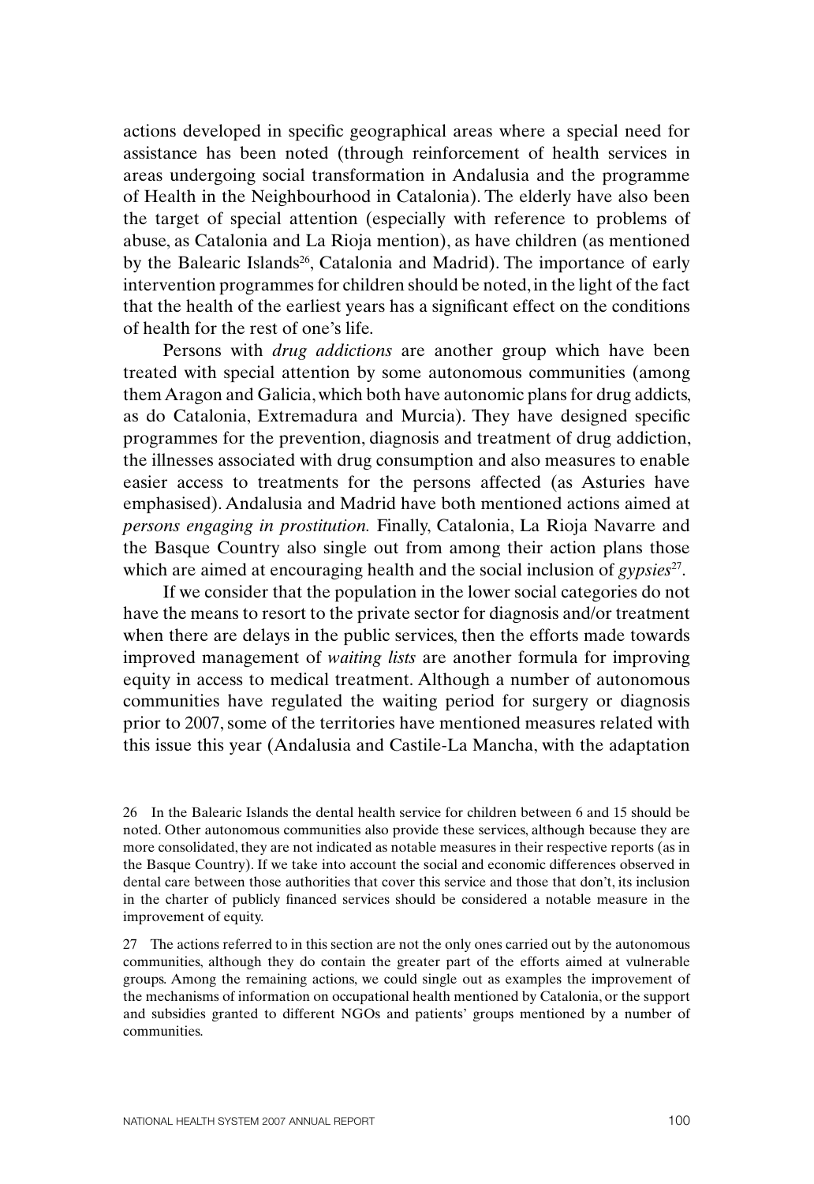actions developed in specific geographical areas where a special need for assistance has been noted (through reinforcement of health services in areas undergoing social transformation in Andalusia and the programme of Health in the Neighbourhood in Catalonia). The elderly have also been the target of special attention (especially with reference to problems of abuse, as Catalonia and La Rioja mention), as have children (as mentioned by the Balearic Islands[26], Catalonia and Madrid). The importance of early intervention programmes for children should be noted, in the light of the fact that the health of the earliest years has a significant effect on the conditions of health for the rest of one's life.

Persons with *drug addictions* are another group which have been treated with special attention by some autonomous communities (among them Aragon and Galicia, which both have autonomic plans for drug addicts, as do Catalonia, Extremadura and Murcia). They have designed specific programmes for the prevention, diagnosis and treatment of drug addiction, the illnesses associated with drug consumption and also measures to enable easier access to treatments for the persons affected (as Asturies have emphasised). Andalusia and Madrid have both mentioned actions aimed at *persons engaging in prostitution.* Finally, Catalonia, La Rioja Navarre and the Basque Country also single out from among their action plans those which are aimed at encouraging health and the social inclusion of *gypsies*[27].

If we consider that the population in the lower social categories do not have the means to resort to the private sector for diagnosis and/or treatment when there are delays in the public services, then the efforts made towards improved management of *waiting lists* are another formula for improving equity in access to medical treatment. Although a number of autonomous communities have regulated the waiting period for surgery or diagnosis prior to 2007, some of the territories have mentioned measures related with this issue this year (Andalusia and Castile-La Mancha, with the adaptation

26 In the Balearic Islands the dental health service for children between 6 and 15 should be noted. Other autonomous communities also provide these services, although because they are more consolidated, they are not indicated as notable measures in their respective reports (as in the Basque Country). If we take into account the social and economic differences observed in dental care between those authorities that cover this service and those that don't, its inclusion in the charter of publicly financed services should be considered a notable measure in the improvement of equity.

27 The actions referred to in this section are not the only ones carried out by the autonomous communities, although they do contain the greater part of the efforts aimed at vulnerable groups. Among the remaining actions, we could single out as examples the improvement of the mechanisms of information on occupational health mentioned by Catalonia, or the support and subsidies granted to different NGOs and patients' groups mentioned by a number of communities.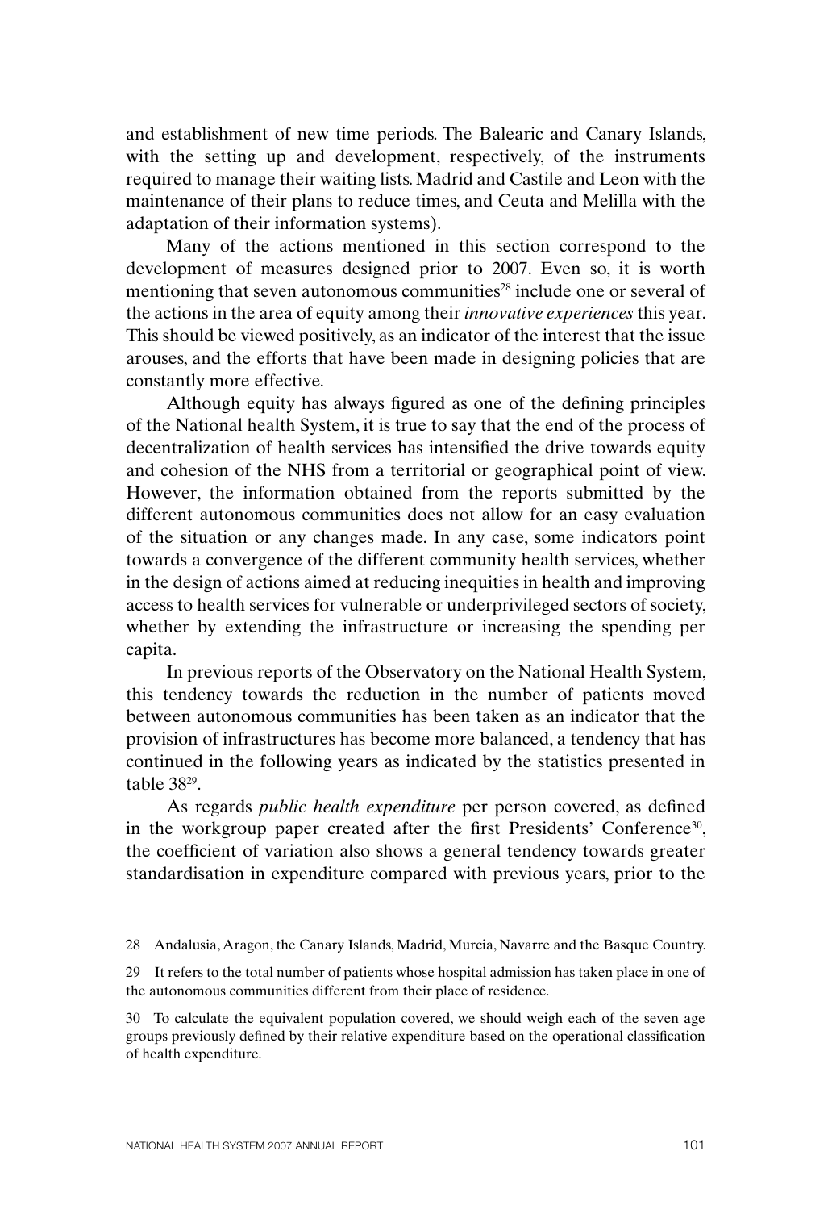and establishment of new time periods. The Balearic and Canary Islands, with the setting up and development, respectively, of the instruments required to manage their waiting lists. Madrid and Castile and Leon with the maintenance of their plans to reduce times, and Ceuta and Melilla with the adaptation of their information systems).

Many of the actions mentioned in this section correspond to the development of measures designed prior to 2007. Even so, it is worth mentioning that seven autonomous communities[28] include one or several of the actions in the area of equity among their *innovative experiences* this year. This should be viewed positively, as an indicator of the interest that the issue arouses, and the efforts that have been made in designing policies that are constantly more effective.

Although equity has always figured as one of the defining principles of the National health System, it is true to say that the end of the process of decentralization of health services has intensified the drive towards equity and cohesion of the NHS from a territorial or geographical point of view. However, the information obtained from the reports submitted by the different autonomous communities does not allow for an easy evaluation of the situation or any changes made. In any case, some indicators point towards a convergence of the different community health services, whether in the design of actions aimed at reducing inequities in health and improving access to health services for vulnerable or underprivileged sectors of society, whether by extending the infrastructure or increasing the spending per capita.

In previous reports of the Observatory on the National Health System, this tendency towards the reduction in the number of patients moved between autonomous communities has been taken as an indicator that the provision of infrastructures has become more balanced, a tendency that has continued in the following years as indicated by the statistics presented in table 38[29].

As regards *public health expenditure* per person covered, as defined in the workgroup paper created after the first Presidents' Conference[30], the coefficient of variation also shows a general tendency towards greater standardisation in expenditure compared with previous years, prior to the

28 Andalusia, Aragon, the Canary Islands, Madrid, Murcia, Navarre and the Basque Country.

29 It refers to the total number of patients whose hospital admission has taken place in one of the autonomous communities different from their place of residence.

30 To calculate the equivalent population covered, we should weigh each of the seven age groups previously defined by their relative expenditure based on the operational classification of health expenditure.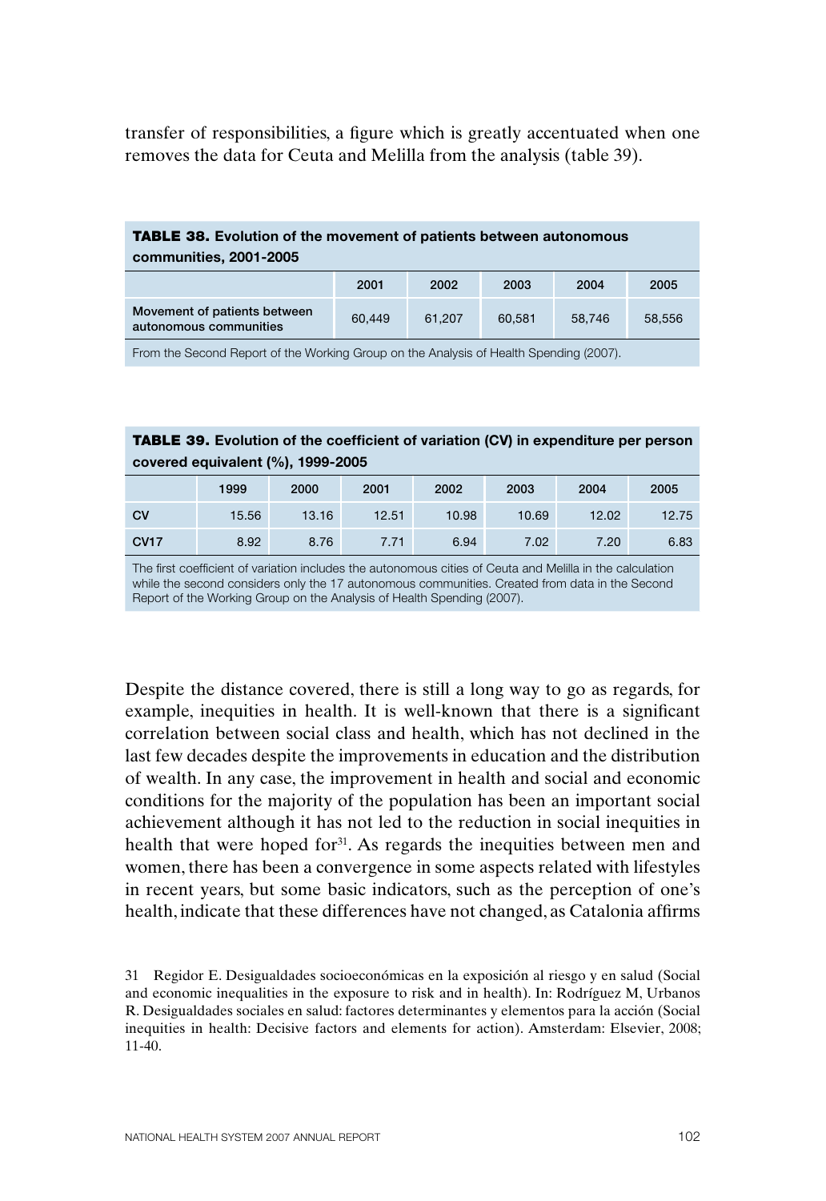transfer of responsibilities, a figure which is greatly accentuated when one removes the data for Ceuta and Melilla from the analysis (table 39).

**TABLE 38. Evolution of the movement of patients between autonomous communities, 2001-2005**

| | 2001 | 2002 | 2003 | 2004 | 2005 |
|---|---|---|---|---|---|
| Movement of patients between autonomous communities | 60,449 | 61,207 | 60,581 | 58,746 | 58,556 |

From the Second Report of the Working Group on the Analysis of Health Spending (2007).

**TABLE 39. Evolution of the coefficient of variation (CV) in expenditure per person covered equivalent (%), 1999-2005**

| | 1999 | 2000 | 2001 | 2002 | 2003 | 2004 | 2005 |
|---|---|---|---|---|---|---|---|
| CV | 15.56 | 13.16 | 12.51 | 10.98 | 10.69 | 12.02 | 12.75 |
| CV17 | 8.92 | 8.76 | 7.71 | 6.94 | 7.02 | 7.20 | 6.83 |

The first coefficient of variation includes the autonomous cities of Ceuta and Melilla in the calculation while the second considers only the 17 autonomous communities. Created from data in the Second Report of the Working Group on the Analysis of Health Spending (2007).

Despite the distance covered, there is still a long way to go as regards, for example, inequities in health. It is well-known that there is a significant correlation between social class and health, which has not declined in the last few decades despite the improvements in education and the distribution of wealth. In any case, the improvement in health and social and economic conditions for the majority of the population has been an important social achievement although it has not led to the reduction in social inequities in health that were hoped for[31]. As regards the inequities between men and women, there has been a convergence in some aspects related with lifestyles in recent years, but some basic indicators, such as the perception of one's health, indicate that these differences have not changed, as Catalonia affirms

31 Regidor E. Desigualdades socioeconómicas en la exposición al riesgo y en salud (Social and economic inequalities in the exposure to risk and in health). In: Rodríguez M, Urbanos R. Desigualdades sociales en salud: factores determinantes y elementos para la acción (Social inequities in health: Decisive factors and elements for action). Amsterdam: Elsevier, 2008; 11-40.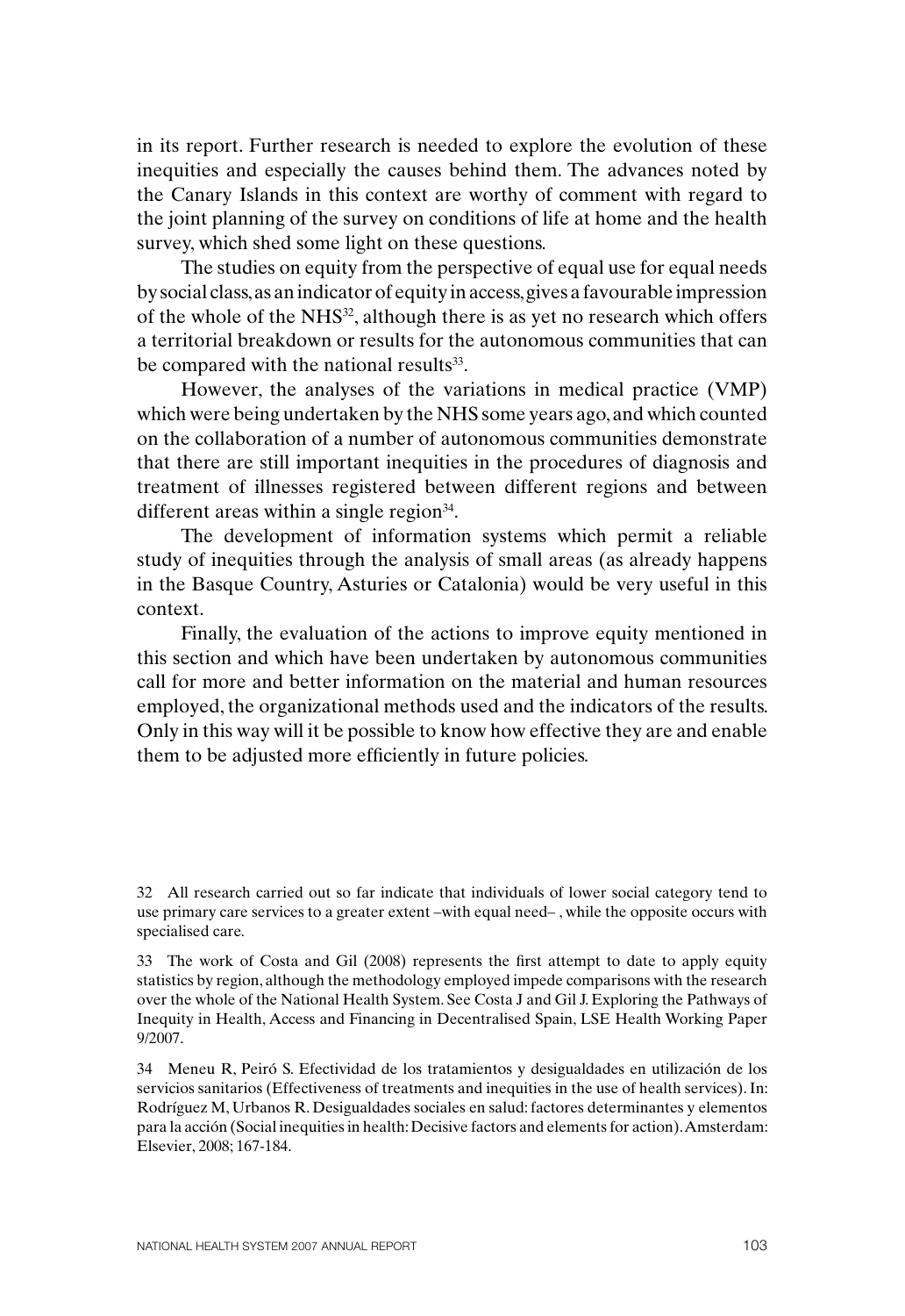in its report. Further research is needed to explore the evolution of these inequities and especially the causes behind them. The advances noted by the Canary Islands in this context are worthy of comment with regard to the joint planning of the survey on conditions of life at home and the health survey, which shed some light on these questions.

The studies on equity from the perspective of equal use for equal needs by social class, as an indicator of equity in access, gives a favourable impression of the whole of the NHS[32], although there is as yet no research which offers a territorial breakdown or results for the autonomous communities that can be compared with the national results[33].

However, the analyses of the variations in medical practice (VMP) which were being undertaken by the NHS some years ago, and which counted on the collaboration of a number of autonomous communities demonstrate that there are still important inequities in the procedures of diagnosis and treatment of illnesses registered between different regions and between different areas within a single region[34].

The development of information systems which permit a reliable study of inequities through the analysis of small areas (as already happens in the Basque Country, Asturies or Catalonia) would be very useful in this context.

Finally, the evaluation of the actions to improve equity mentioned in this section and which have been undertaken by autonomous communities call for more and better information on the material and human resources employed, the organizational methods used and the indicators of the results. Only in this way will it be possible to know how effective they are and enable them to be adjusted more efficiently in future policies.

32 All research carried out so far indicate that individuals of lower social category tend to use primary care services to a greater extent –with equal need– , while the opposite occurs with specialised care.

33 The work of Costa and Gil (2008) represents the first attempt to date to apply equity statistics by region, although the methodology employed impede comparisons with the research over the whole of the National Health System. See Costa J and Gil J. Exploring the Pathways of Inequity in Health, Access and Financing in Decentralised Spain, LSE Health Working Paper 9/2007.

34 Meneu R, Peiró S. Efectividad de los tratamientos y desigualdades en utilización de los servicios sanitarios (Effectiveness of treatments and inequities in the use of health services). In: Rodríguez M, Urbanos R. Desigualdades sociales en salud: factores determinantes y elementos para la acción (Social inequities in health: Decisive factors and elements for action). Amsterdam: Elsevier, 2008; 167-184.